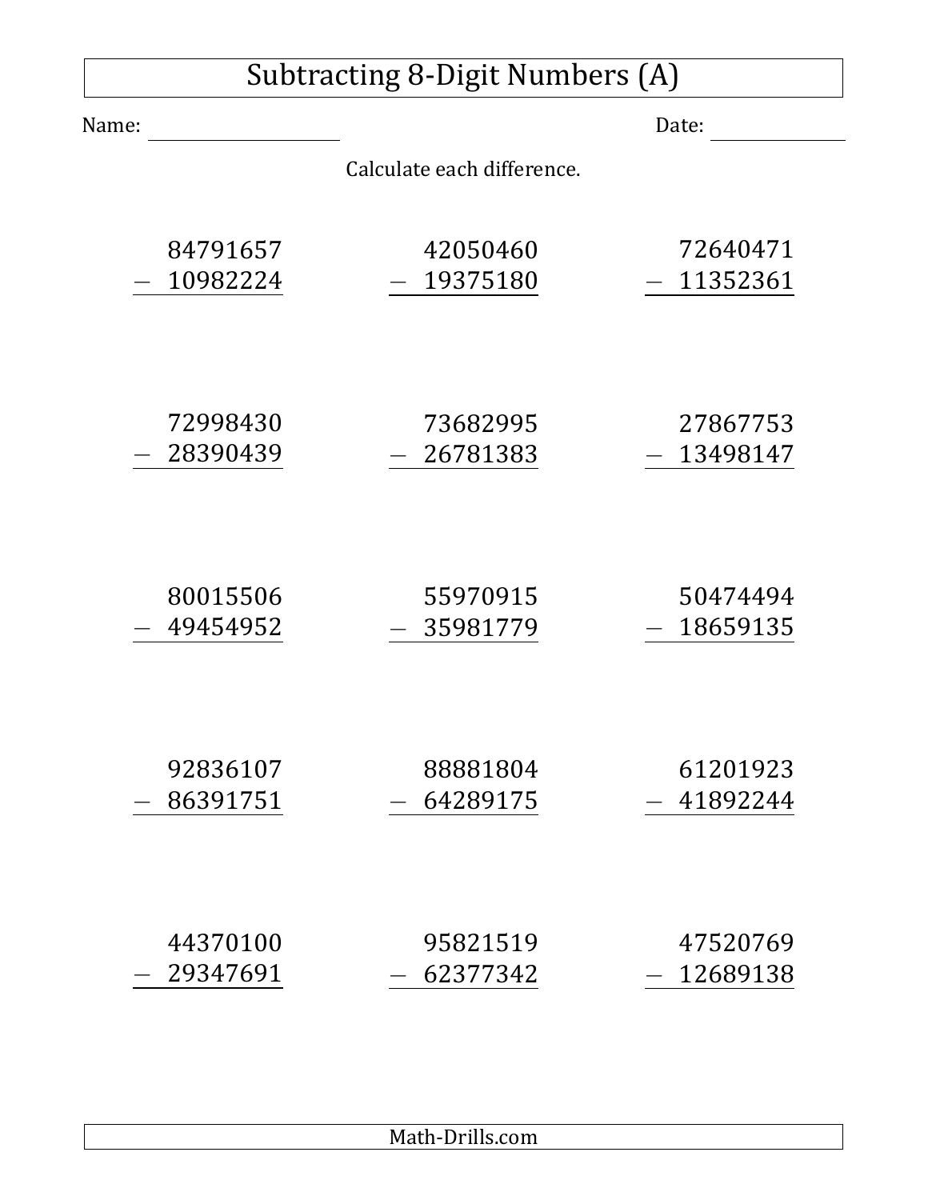# Subtracting 8-Digit Numbers (A)

Name: ____________________ Date: ______________

Calculate each difference.

$$\begin{array}{r} 84791657 \\ -\ 10982224 \\ \hline \end{array}$$

$$\begin{array}{r} 42050460 \\ -\ 19375180 \\ \hline \end{array}$$

$$\begin{array}{r} 72640471 \\ -\ 11352361 \\ \hline \end{array}$$

$$\begin{array}{r} 72998430 \\ -\ 28390439 \\ \hline \end{array}$$

$$\begin{array}{r} 73682995 \\ -\ 26781383 \\ \hline \end{array}$$

$$\begin{array}{r} 27867753 \\ -\ 13498147 \\ \hline \end{array}$$

$$\begin{array}{r} 80015506 \\ -\ 49454952 \\ \hline \end{array}$$

$$\begin{array}{r} 55970915 \\ -\ 35981779 \\ \hline \end{array}$$

$$\begin{array}{r} 50474494 \\ -\ 18659135 \\ \hline \end{array}$$

$$\begin{array}{r} 92836107 \\ -\ 86391751 \\ \hline \end{array}$$

$$\begin{array}{r} 88881804 \\ -\ 64289175 \\ \hline \end{array}$$

$$\begin{array}{r} 61201923 \\ -\ 41892244 \\ \hline \end{array}$$

$$\begin{array}{r} 44370100 \\ -\ 29347691 \\ \hline \end{array}$$

$$\begin{array}{r} 95821519 \\ -\ 62377342 \\ \hline \end{array}$$

$$\begin{array}{r} 47520769 \\ -\ 12689138 \\ \hline \end{array}$$

Math-Drills.com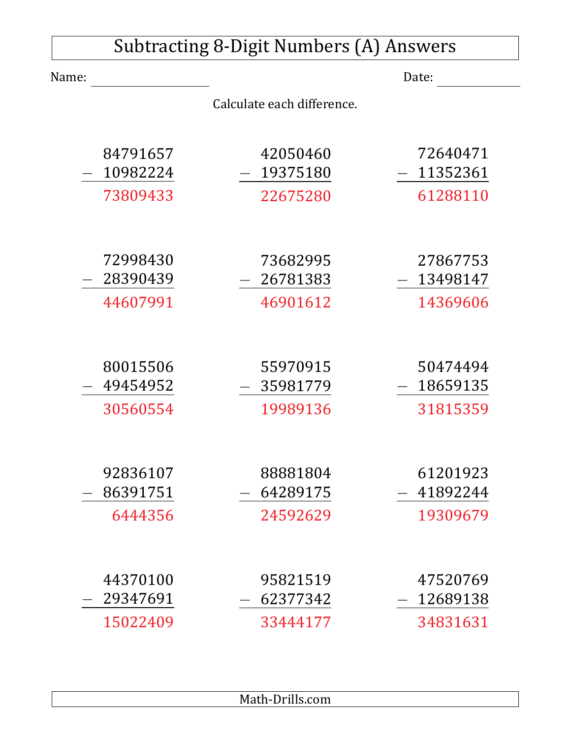# Subtracting 8-Digit Numbers (A) Answers

Name: \_\_\_\_\_\_\_\_\_\_\_\_\_\_\_\_ Date: \_\_\_\_\_\_\_\_\_\_\_\_

Calculate each difference.

$$\begin{array}{r} 84791657 \\ -\ 10982224 \\ \hline 73809433 \end{array} \qquad \begin{array}{r} 42050460 \\ -\ 19375180 \\ \hline 22675280 \end{array} \qquad \begin{array}{r} 72640471 \\ -\ 11352361 \\ \hline 61288110 \end{array}$$

$$\begin{array}{r} 72998430 \\ -\ 28390439 \\ \hline 44607991 \end{array} \qquad \begin{array}{r} 73682995 \\ -\ 26781383 \\ \hline 46901612 \end{array} \qquad \begin{array}{r} 27867753 \\ -\ 13498147 \\ \hline 14369606 \end{array}$$

$$\begin{array}{r} 80015506 \\ -\ 49454952 \\ \hline 30560554 \end{array} \qquad \begin{array}{r} 55970915 \\ -\ 35981779 \\ \hline 19989136 \end{array} \qquad \begin{array}{r} 50474494 \\ -\ 18659135 \\ \hline 31815359 \end{array}$$

$$\begin{array}{r} 92836107 \\ -\ 86391751 \\ \hline 6444356 \end{array} \qquad \begin{array}{r} 88881804 \\ -\ 64289175 \\ \hline 24592629 \end{array} \qquad \begin{array}{r} 61201923 \\ -\ 41892244 \\ \hline 19309679 \end{array}$$

$$\begin{array}{r} 44370100 \\ -\ 29347691 \\ \hline 15022409 \end{array} \qquad \begin{array}{r} 95821519 \\ -\ 62377342 \\ \hline 33444177 \end{array} \qquad \begin{array}{r} 47520769 \\ -\ 12689138 \\ \hline 34831631 \end{array}$$

Math-Drills.com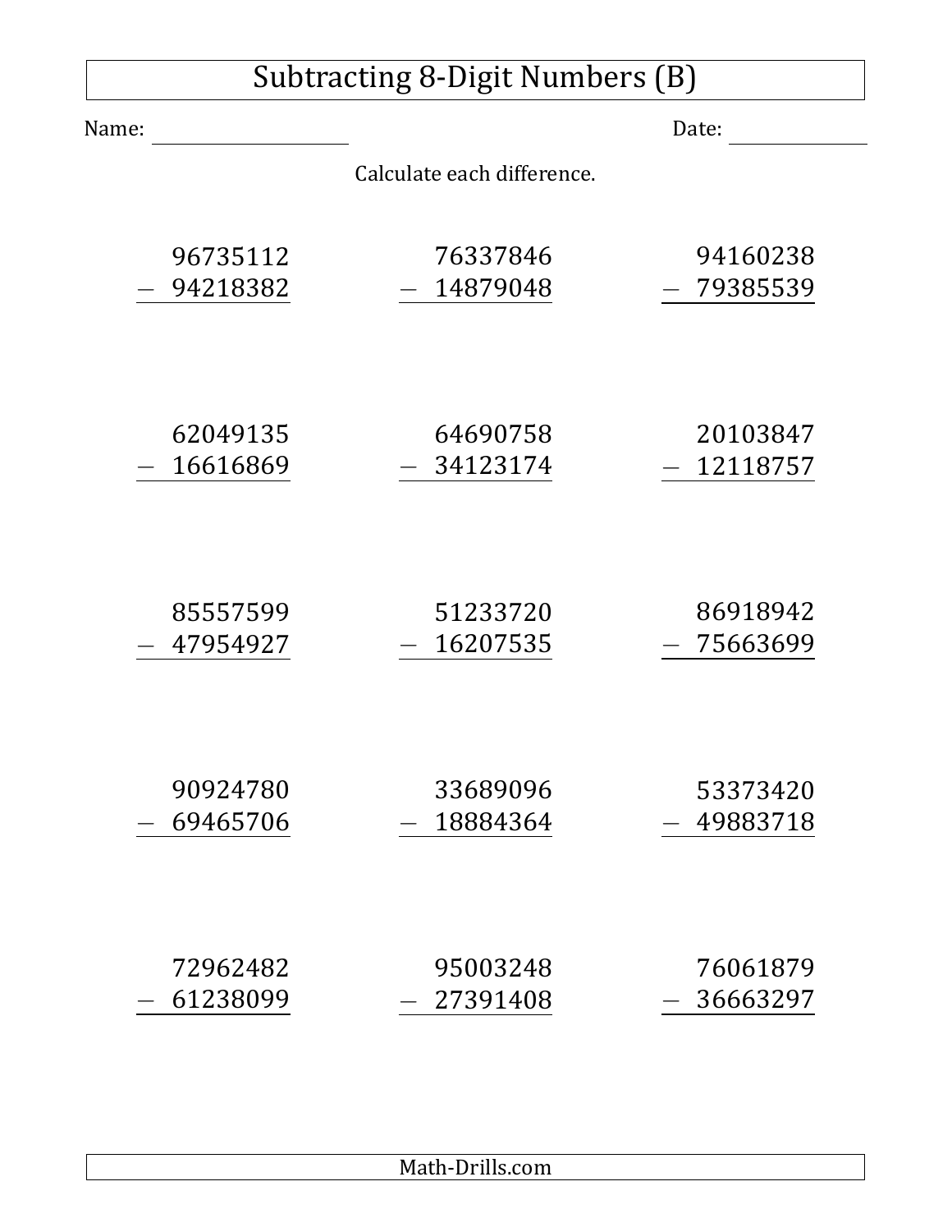# Subtracting 8-Digit Numbers (B)

Name: \_\_\_\_\_\_\_\_\_\_\_\_\_\_\_\_ Date: \_\_\_\_\_\_\_\_\_\_\_\_

Calculate each difference.

| | | |
|---|---|---|
| $\begin{array}{r} 96735112 \\ -\ 94218382 \\ \hline \end{array}$ | $\begin{array}{r} 76337846 \\ -\ 14879048 \\ \hline \end{array}$ | $\begin{array}{r} 94160238 \\ -\ 79385539 \\ \hline \end{array}$ |
| $\begin{array}{r} 62049135 \\ -\ 16616869 \\ \hline \end{array}$ | $\begin{array}{r} 64690758 \\ -\ 34123174 \\ \hline \end{array}$ | $\begin{array}{r} 20103847 \\ -\ 12118757 \\ \hline \end{array}$ |
| $\begin{array}{r} 85557599 \\ -\ 47954927 \\ \hline \end{array}$ | $\begin{array}{r} 51233720 \\ -\ 16207535 \\ \hline \end{array}$ | $\begin{array}{r} 86918942 \\ -\ 75663699 \\ \hline \end{array}$ |
| $\begin{array}{r} 90924780 \\ -\ 69465706 \\ \hline \end{array}$ | $\begin{array}{r} 33689096 \\ -\ 18884364 \\ \hline \end{array}$ | $\begin{array}{r} 53373420 \\ -\ 49883718 \\ \hline \end{array}$ |
| $\begin{array}{r} 72962482 \\ -\ 61238099 \\ \hline \end{array}$ | $\begin{array}{r} 95003248 \\ -\ 27391408 \\ \hline \end{array}$ | $\begin{array}{r} 76061879 \\ -\ 36663297 \\ \hline \end{array}$ |

Math-Drills.com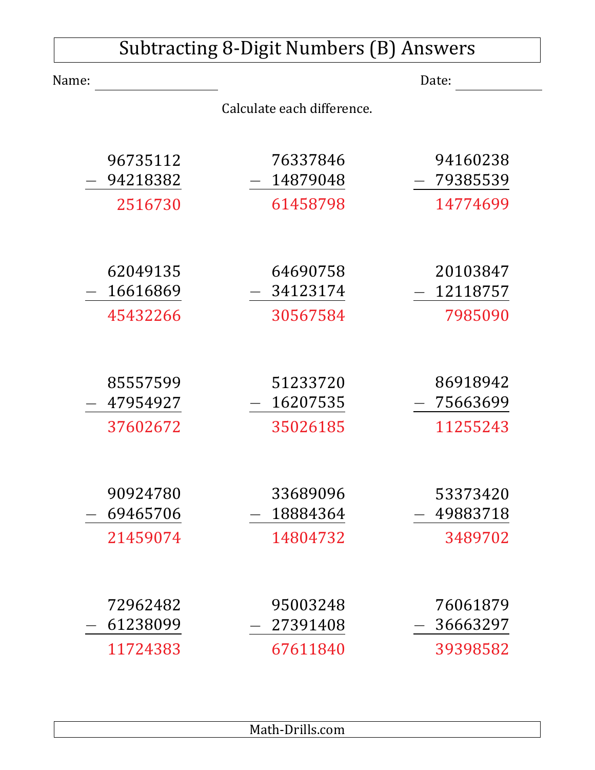# Subtracting 8-Digit Numbers (B) Answers

Name: ____________________ Date: ______________

Calculate each difference.

| | | |
|---|---|---|
| 96735112<br>− 94218382<br>2516730 | 76337846<br>− 14879048<br>61458798 | 94160238<br>− 79385539<br>14774699 |
| 62049135<br>− 16616869<br>45432266 | 64690758<br>− 34123174<br>30567584 | 20103847<br>− 12118757<br>7985090 |
| 85557599<br>− 47954927<br>37602672 | 51233720<br>− 16207535<br>35026185 | 86918942<br>− 75663699<br>11255243 |
| 90924780<br>− 69465706<br>21459074 | 33689096<br>− 18884364<br>14804732 | 53373420<br>− 49883718<br>3489702 |
| 72962482<br>− 61238099<br>11724383 | 95003248<br>− 27391408<br>67611840 | 76061879<br>− 36663297<br>39398582 |

Math-Drills.com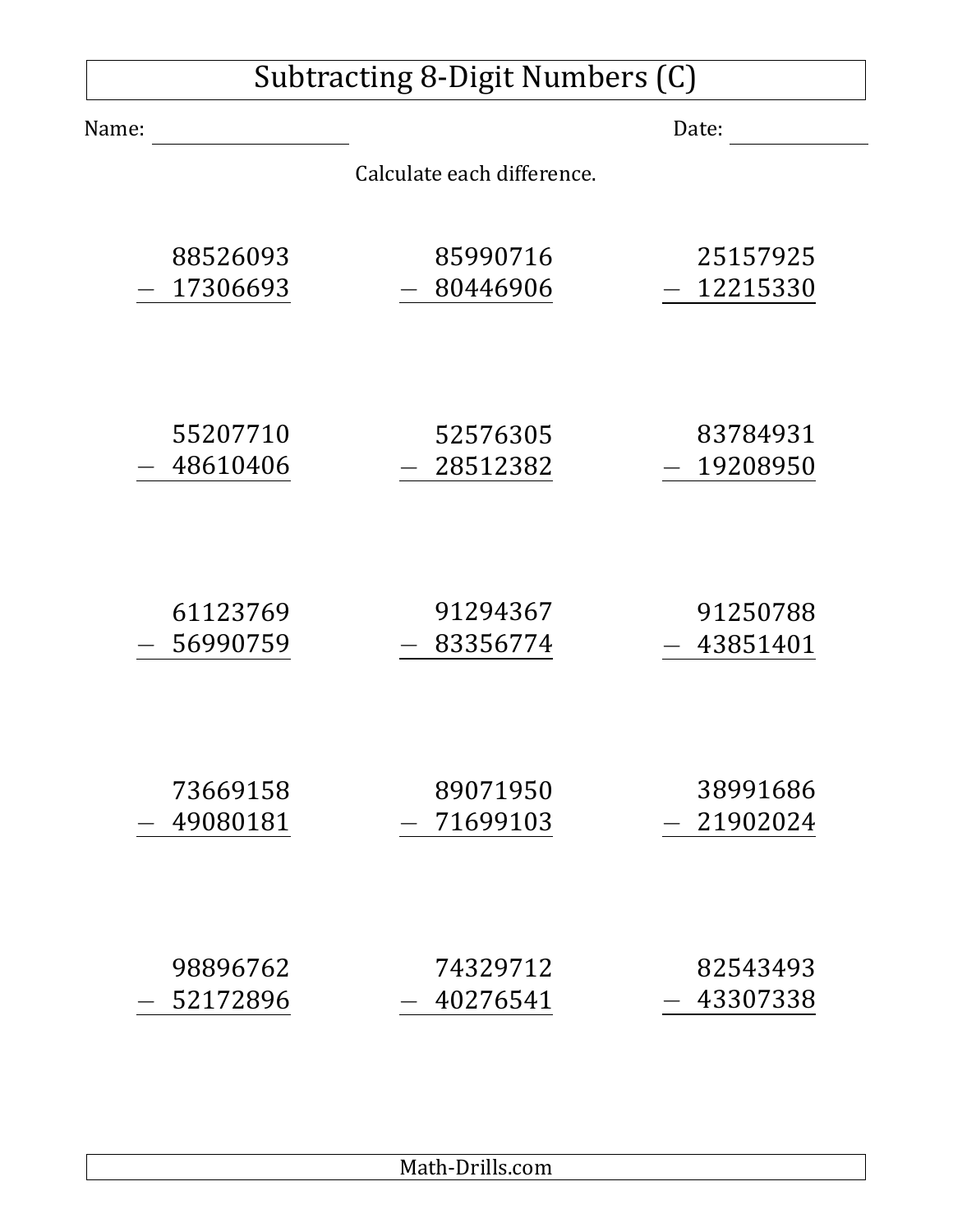# Subtracting 8-Digit Numbers (C)

Name: ____________________ Date: ____________

Calculate each difference.

| | | |
|---|---|---|
| $88526093 - 17306693$ | $85990716 - 80446906$ | $25157925 - 12215330$ |
| $55207710 - 48610406$ | $52576305 - 28512382$ | $83784931 - 19208950$ |
| $61123769 - 56990759$ | $91294367 - 83356774$ | $91250788 - 43851401$ |
| $73669158 - 49080181$ | $89071950 - 71699103$ | $38991686 - 21902024$ |
| $98896762 - 52172896$ | $74329712 - 40276541$ | $82543493 - 43307338$ |

Math-Drills.com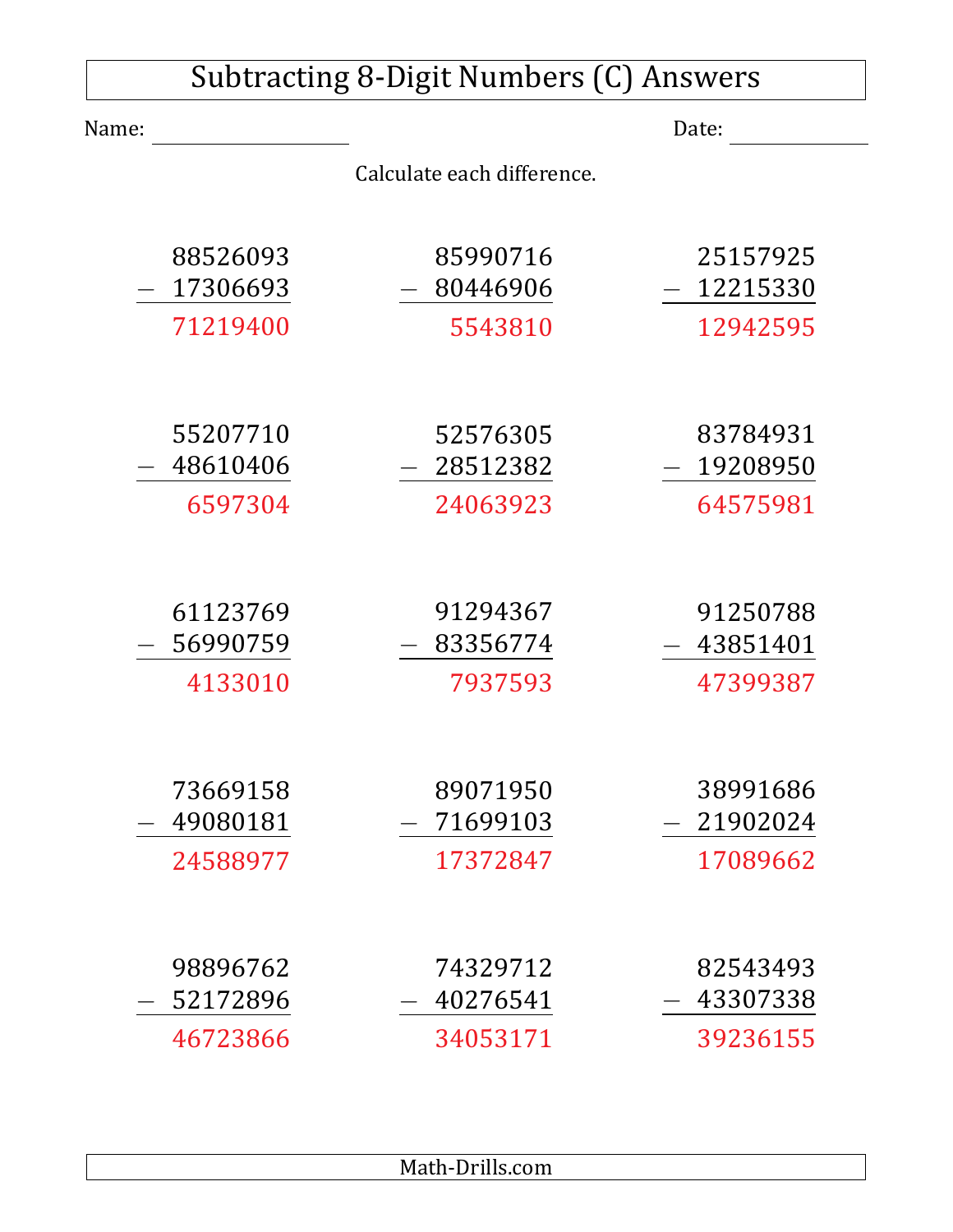# Subtracting 8-Digit Numbers (C) Answers

Name: ______________ Date: ____________

Calculate each difference.

| | | |
|---|---|---|
| 88526093 − 17306693 = 71219400 | 85990716 − 80446906 = 5543810 | 25157925 − 12215330 = 12942595 |
| 55207710 − 48610406 = 6597304 | 52576305 − 28512382 = 24063923 | 83784931 − 19208950 = 64575981 |
| 61123769 − 56990759 = 4133010 | 91294367 − 83356774 = 7937593 | 91250788 − 43851401 = 47399387 |
| 73669158 − 49080181 = 24588977 | 89071950 − 71699103 = 17372847 | 38991686 − 21902024 = 17089662 |
| 98896762 − 52172896 = 46723866 | 74329712 − 40276541 = 34053171 | 82543493 − 43307338 = 39236155 |

Math-Drills.com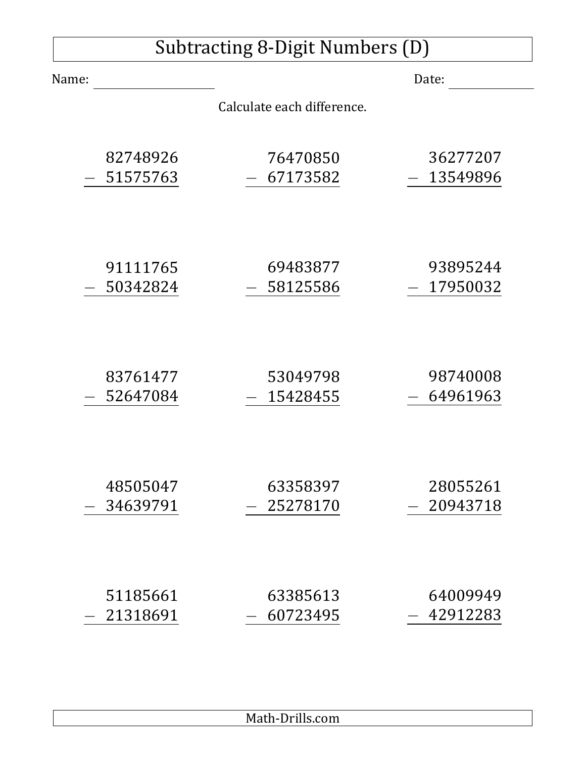# Subtracting 8-Digit Numbers (D)

Name: ____________________ Date: ______________

Calculate each difference.

$$\begin{array}{r} 82748926 \\ -\ 51575763 \\ \hline \end{array}$$

$$\begin{array}{r} 76470850 \\ -\ 67173582 \\ \hline \end{array}$$

$$\begin{array}{r} 36277207 \\ -\ 13549896 \\ \hline \end{array}$$

$$\begin{array}{r} 91111765 \\ -\ 50342824 \\ \hline \end{array}$$

$$\begin{array}{r} 69483877 \\ -\ 58125586 \\ \hline \end{array}$$

$$\begin{array}{r} 93895244 \\ -\ 17950032 \\ \hline \end{array}$$

$$\begin{array}{r} 83761477 \\ -\ 52647084 \\ \hline \end{array}$$

$$\begin{array}{r} 53049798 \\ -\ 15428455 \\ \hline \end{array}$$

$$\begin{array}{r} 98740008 \\ -\ 64961963 \\ \hline \end{array}$$

$$\begin{array}{r} 48505047 \\ -\ 34639791 \\ \hline \end{array}$$

$$\begin{array}{r} 63358397 \\ -\ 25278170 \\ \hline \end{array}$$

$$\begin{array}{r} 28055261 \\ -\ 20943718 \\ \hline \end{array}$$

$$\begin{array}{r} 51185661 \\ -\ 21318691 \\ \hline \end{array}$$

$$\begin{array}{r} 63385613 \\ -\ 60723495 \\ \hline \end{array}$$

$$\begin{array}{r} 64009949 \\ -\ 42912283 \\ \hline \end{array}$$

Math-Drills.com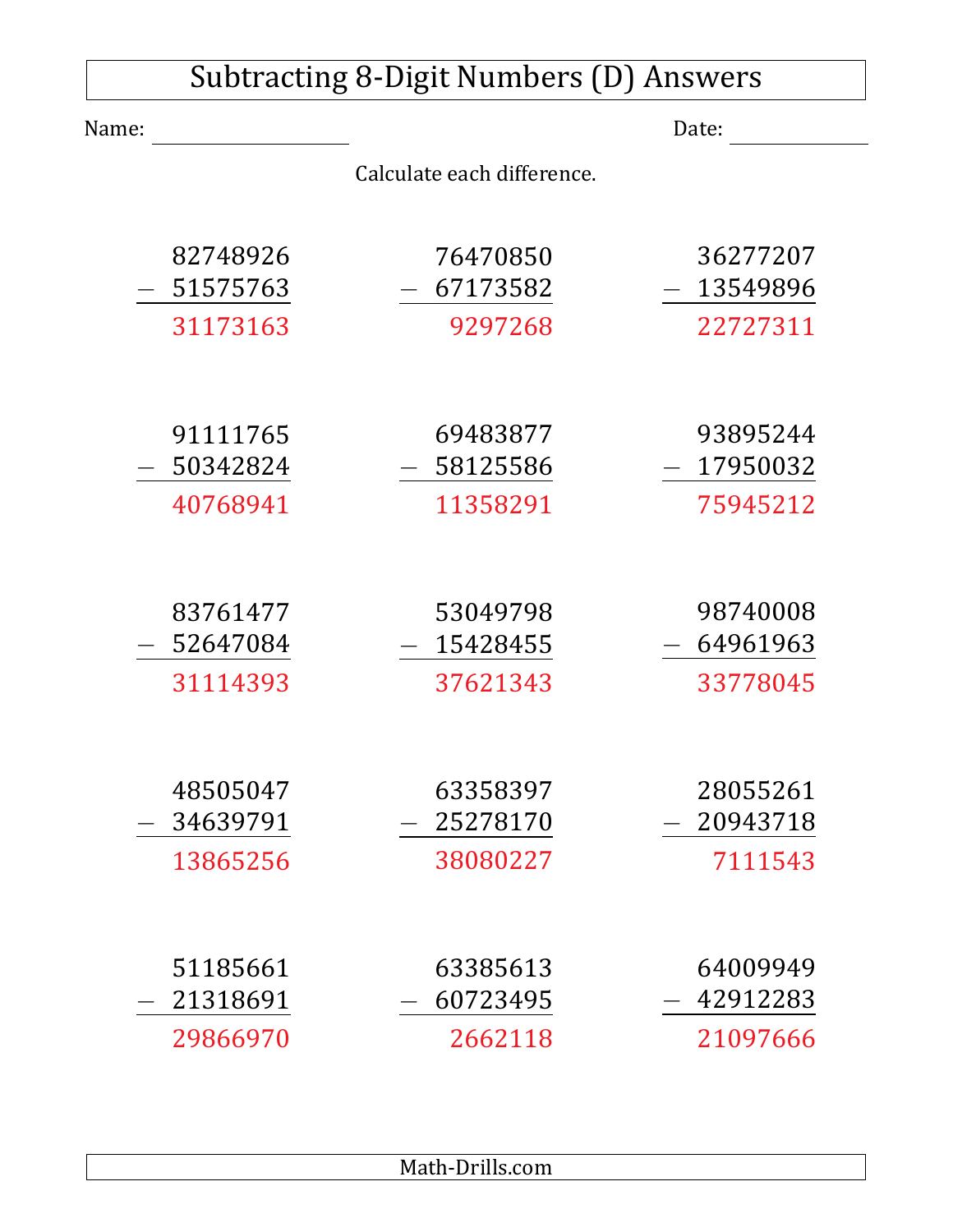# Subtracting 8-Digit Numbers (D) Answers

Name: ____________________ Date: ______________

Calculate each difference.

$$\begin{array}{r} 82748926 \\ -\ 51575763 \\ \hline 31173163 \end{array} \qquad \begin{array}{r} 76470850 \\ -\ 67173582 \\ \hline 9297268 \end{array} \qquad \begin{array}{r} 36277207 \\ -\ 13549896 \\ \hline 22727311 \end{array}$$

$$\begin{array}{r} 91111765 \\ -\ 50342824 \\ \hline 40768941 \end{array} \qquad \begin{array}{r} 69483877 \\ -\ 58125586 \\ \hline 11358291 \end{array} \qquad \begin{array}{r} 93895244 \\ -\ 17950032 \\ \hline 75945212 \end{array}$$

$$\begin{array}{r} 83761477 \\ -\ 52647084 \\ \hline 31114393 \end{array} \qquad \begin{array}{r} 53049798 \\ -\ 15428455 \\ \hline 37621343 \end{array} \qquad \begin{array}{r} 98740008 \\ -\ 64961963 \\ \hline 33778045 \end{array}$$

$$\begin{array}{r} 48505047 \\ -\ 34639791 \\ \hline 13865256 \end{array} \qquad \begin{array}{r} 63358397 \\ -\ 25278170 \\ \hline 38080227 \end{array} \qquad \begin{array}{r} 28055261 \\ -\ 20943718 \\ \hline 7111543 \end{array}$$

$$\begin{array}{r} 51185661 \\ -\ 21318691 \\ \hline 29866970 \end{array} \qquad \begin{array}{r} 63385613 \\ -\ 60723495 \\ \hline 2662118 \end{array} \qquad \begin{array}{r} 64009949 \\ -\ 42912283 \\ \hline 21097666 \end{array}$$

Math-Drills.com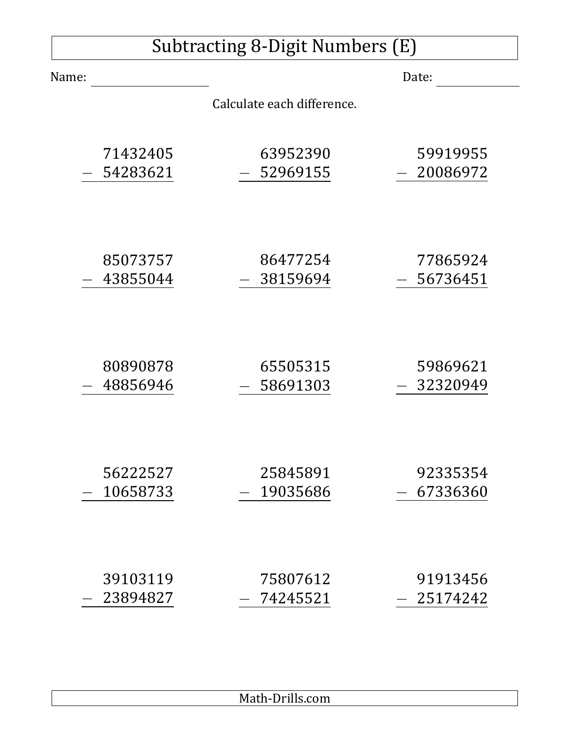# Subtracting 8-Digit Numbers (E)

Name: ____________________ Date: ______________

Calculate each difference.

$$\begin{array}{r} 71432405 \\ -\ 54283621 \\ \hline \end{array} \qquad \begin{array}{r} 63952390 \\ -\ 52969155 \\ \hline \end{array} \qquad \begin{array}{r} 59919955 \\ -\ 20086972 \\ \hline \end{array}$$

$$\begin{array}{r} 85073757 \\ -\ 43855044 \\ \hline \end{array} \qquad \begin{array}{r} 86477254 \\ -\ 38159694 \\ \hline \end{array} \qquad \begin{array}{r} 77865924 \\ -\ 56736451 \\ \hline \end{array}$$

$$\begin{array}{r} 80890878 \\ -\ 48856946 \\ \hline \end{array} \qquad \begin{array}{r} 65505315 \\ -\ 58691303 \\ \hline \end{array} \qquad \begin{array}{r} 59869621 \\ -\ 32320949 \\ \hline \end{array}$$

$$\begin{array}{r} 56222527 \\ -\ 10658733 \\ \hline \end{array} \qquad \begin{array}{r} 25845891 \\ -\ 19035686 \\ \hline \end{array} \qquad \begin{array}{r} 92335354 \\ -\ 67336360 \\ \hline \end{array}$$

$$\begin{array}{r} 39103119 \\ -\ 23894827 \\ \hline \end{array} \qquad \begin{array}{r} 75807612 \\ -\ 74245521 \\ \hline \end{array} \qquad \begin{array}{r} 91913456 \\ -\ 25174242 \\ \hline \end{array}$$

Math-Drills.com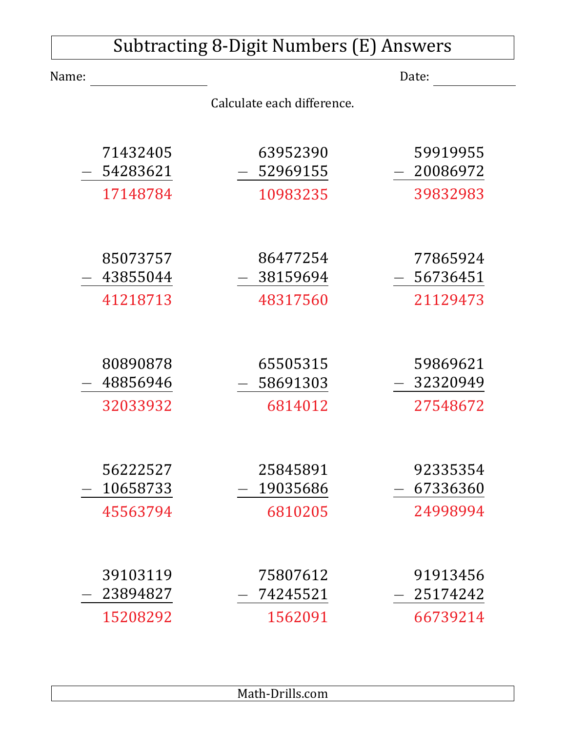# Subtracting 8-Digit Numbers (E) Answers

Name: ________________ Date: ____________

Calculate each difference.

$$\begin{array}{r} 71432405 \\ -\ 54283621 \\ \hline 17148784 \end{array} \qquad \begin{array}{r} 63952390 \\ -\ 52969155 \\ \hline 10983235 \end{array} \qquad \begin{array}{r} 59919955 \\ -\ 20086972 \\ \hline 39832983 \end{array}$$

$$\begin{array}{r} 85073757 \\ -\ 43855044 \\ \hline 41218713 \end{array} \qquad \begin{array}{r} 86477254 \\ -\ 38159694 \\ \hline 48317560 \end{array} \qquad \begin{array}{r} 77865924 \\ -\ 56736451 \\ \hline 21129473 \end{array}$$

$$\begin{array}{r} 80890878 \\ -\ 48856946 \\ \hline 32033932 \end{array} \qquad \begin{array}{r} 65505315 \\ -\ 58691303 \\ \hline 6814012 \end{array} \qquad \begin{array}{r} 59869621 \\ -\ 32320949 \\ \hline 27548672 \end{array}$$

$$\begin{array}{r} 56222527 \\ -\ 10658733 \\ \hline 45563794 \end{array} \qquad \begin{array}{r} 25845891 \\ -\ 19035686 \\ \hline 6810205 \end{array} \qquad \begin{array}{r} 92335354 \\ -\ 67336360 \\ \hline 24998994 \end{array}$$

$$\begin{array}{r} 39103119 \\ -\ 23894827 \\ \hline 15208292 \end{array} \qquad \begin{array}{r} 75807612 \\ -\ 74245521 \\ \hline 1562091 \end{array} \qquad \begin{array}{r} 91913456 \\ -\ 25174242 \\ \hline 66739214 \end{array}$$

Math-Drills.com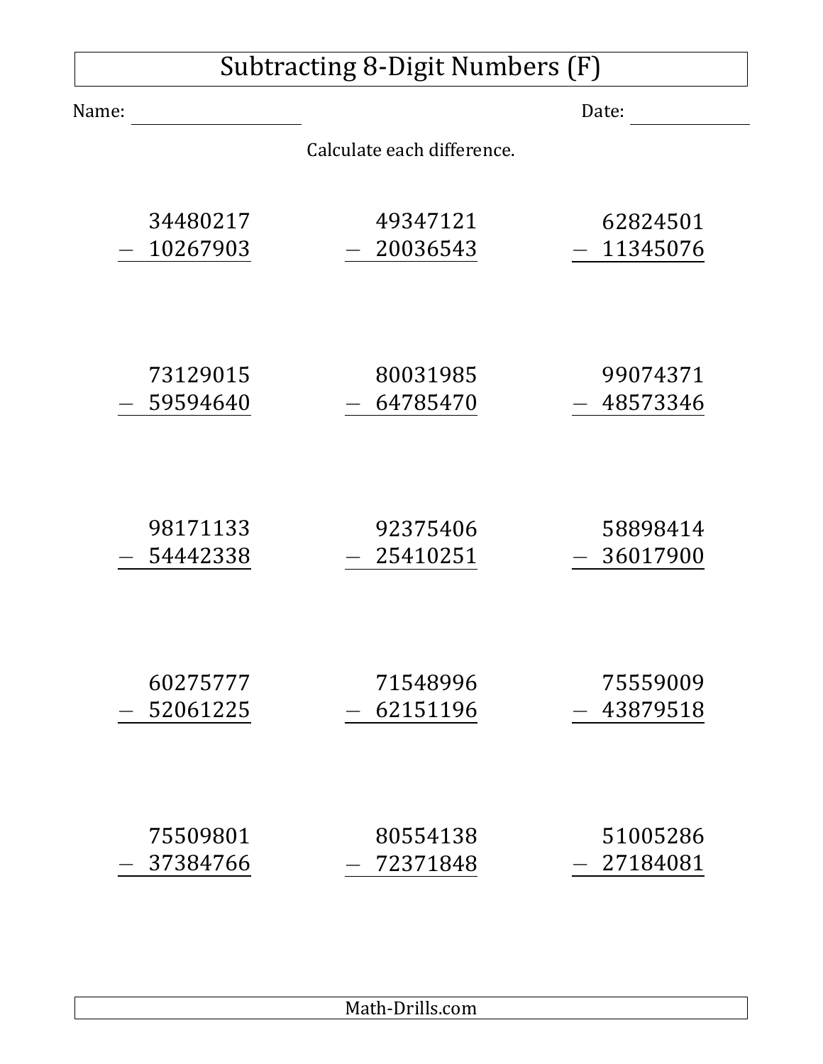# Subtracting 8-Digit Numbers (F)

Name: ____________________ Date: ______________

Calculate each difference.

$$\begin{array}{r} 34480217 \\ -\ 10267903 \\ \hline \end{array}$$

$$\begin{array}{r} 49347121 \\ -\ 20036543 \\ \hline \end{array}$$

$$\begin{array}{r} 62824501 \\ -\ 11345076 \\ \hline \end{array}$$

$$\begin{array}{r} 73129015 \\ -\ 59594640 \\ \hline \end{array}$$

$$\begin{array}{r} 80031985 \\ -\ 64785470 \\ \hline \end{array}$$

$$\begin{array}{r} 99074371 \\ -\ 48573346 \\ \hline \end{array}$$

$$\begin{array}{r} 98171133 \\ -\ 54442338 \\ \hline \end{array}$$

$$\begin{array}{r} 92375406 \\ -\ 25410251 \\ \hline \end{array}$$

$$\begin{array}{r} 58898414 \\ -\ 36017900 \\ \hline \end{array}$$

$$\begin{array}{r} 60275777 \\ -\ 52061225 \\ \hline \end{array}$$

$$\begin{array}{r} 71548996 \\ -\ 62151196 \\ \hline \end{array}$$

$$\begin{array}{r} 75559009 \\ -\ 43879518 \\ \hline \end{array}$$

$$\begin{array}{r} 75509801 \\ -\ 37384766 \\ \hline \end{array}$$

$$\begin{array}{r} 80554138 \\ -\ 72371848 \\ \hline \end{array}$$

$$\begin{array}{r} 51005286 \\ -\ 27184081 \\ \hline \end{array}$$

Math-Drills.com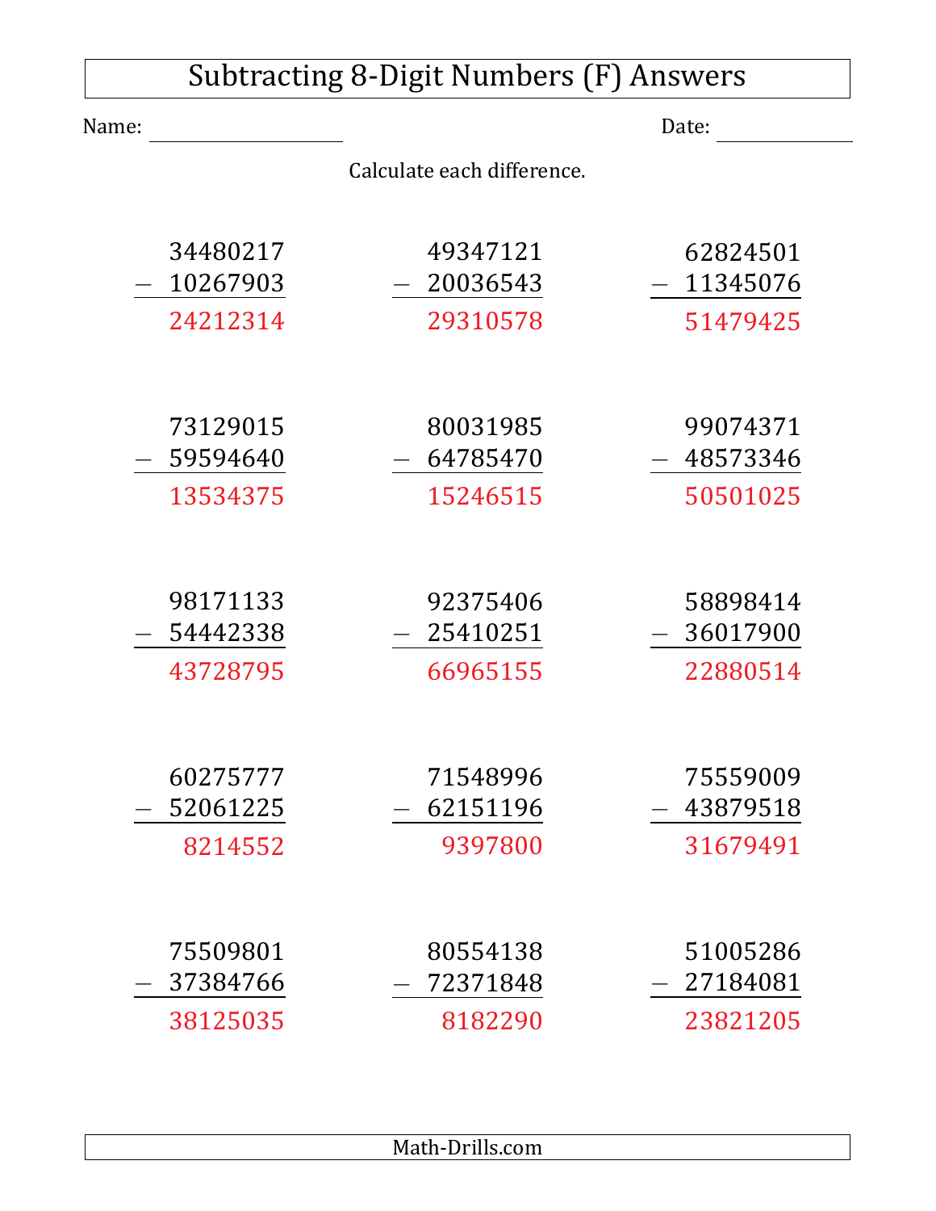# Subtracting 8-Digit Numbers (F) Answers

Name: ________________ Date: ____________

Calculate each difference.

$$\begin{array}{r} 34480217 \\ -\ 10267903 \\ \hline 24212314 \end{array}$$

$$\begin{array}{r} 49347121 \\ -\ 20036543 \\ \hline 29310578 \end{array}$$

$$\begin{array}{r} 62824501 \\ -\ 11345076 \\ \hline 51479425 \end{array}$$

$$\begin{array}{r} 73129015 \\ -\ 59594640 \\ \hline 13534375 \end{array}$$

$$\begin{array}{r} 80031985 \\ -\ 64785470 \\ \hline 15246515 \end{array}$$

$$\begin{array}{r} 99074371 \\ -\ 48573346 \\ \hline 50501025 \end{array}$$

$$\begin{array}{r} 98171133 \\ -\ 54442338 \\ \hline 43728795 \end{array}$$

$$\begin{array}{r} 92375406 \\ -\ 25410251 \\ \hline 66965155 \end{array}$$

$$\begin{array}{r} 58898414 \\ -\ 36017900 \\ \hline 22880514 \end{array}$$

$$\begin{array}{r} 60275777 \\ -\ 52061225 \\ \hline 8214552 \end{array}$$

$$\begin{array}{r} 71548996 \\ -\ 62151196 \\ \hline 9397800 \end{array}$$

$$\begin{array}{r} 75559009 \\ -\ 43879518 \\ \hline 31679491 \end{array}$$

$$\begin{array}{r} 75509801 \\ -\ 37384766 \\ \hline 38125035 \end{array}$$

$$\begin{array}{r} 80554138 \\ -\ 72371848 \\ \hline 8182290 \end{array}$$

$$\begin{array}{r} 51005286 \\ -\ 27184081 \\ \hline 23821205 \end{array}$$

Math-Drills.com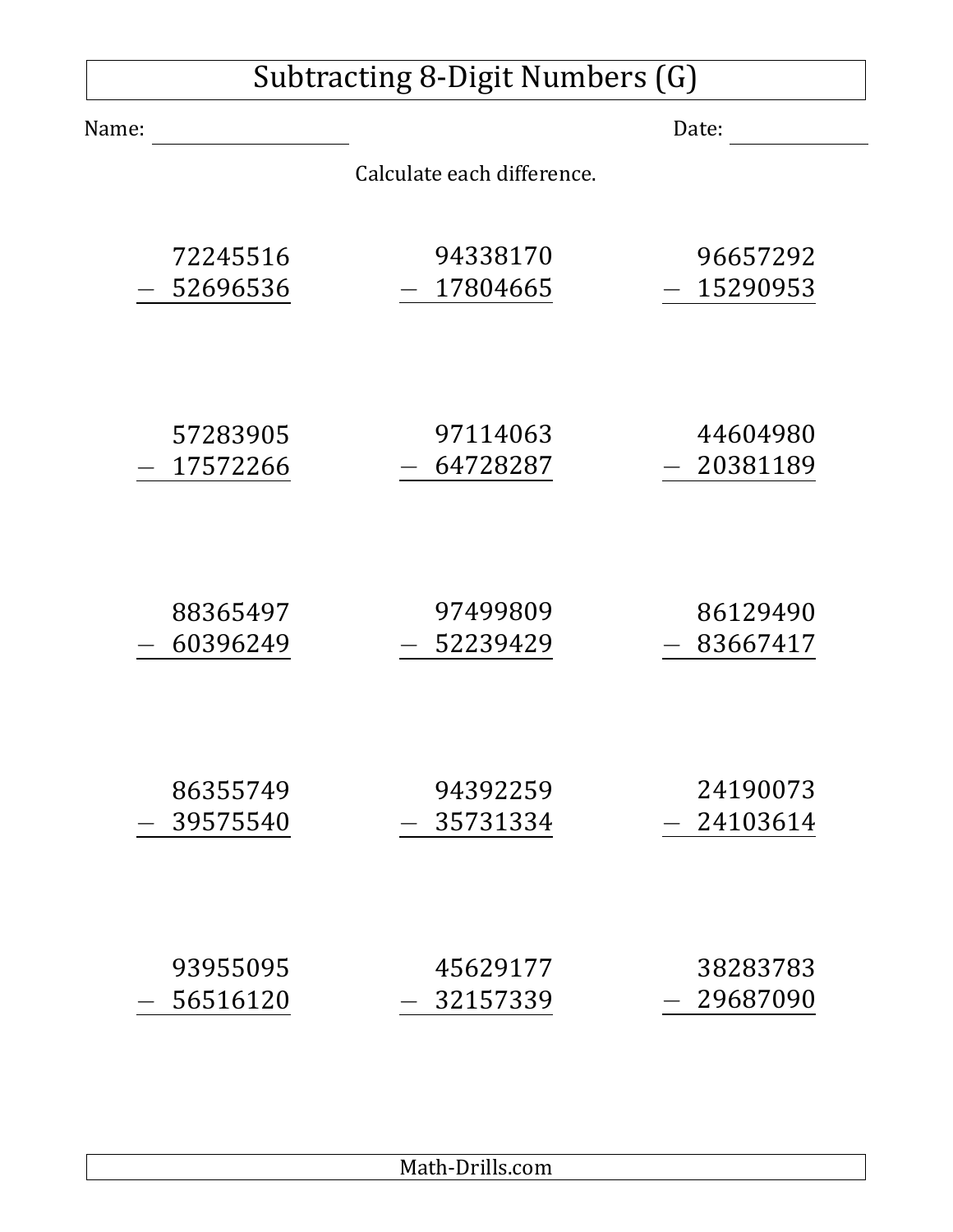# Subtracting 8-Digit Numbers (G)

Name: ____________________ Date: ______________

Calculate each difference.

$$\begin{array}{r} 72245516 \\ -\ 52696536 \\ \hline \end{array}$$

$$\begin{array}{r} 94338170 \\ -\ 17804665 \\ \hline \end{array}$$

$$\begin{array}{r} 96657292 \\ -\ 15290953 \\ \hline \end{array}$$

$$\begin{array}{r} 57283905 \\ -\ 17572266 \\ \hline \end{array}$$

$$\begin{array}{r} 97114063 \\ -\ 64728287 \\ \hline \end{array}$$

$$\begin{array}{r} 44604980 \\ -\ 20381189 \\ \hline \end{array}$$

$$\begin{array}{r} 88365497 \\ -\ 60396249 \\ \hline \end{array}$$

$$\begin{array}{r} 97499809 \\ -\ 52239429 \\ \hline \end{array}$$

$$\begin{array}{r} 86129490 \\ -\ 83667417 \\ \hline \end{array}$$

$$\begin{array}{r} 86355749 \\ -\ 39575540 \\ \hline \end{array}$$

$$\begin{array}{r} 94392259 \\ -\ 35731334 \\ \hline \end{array}$$

$$\begin{array}{r} 24190073 \\ -\ 24103614 \\ \hline \end{array}$$

$$\begin{array}{r} 93955095 \\ -\ 56516120 \\ \hline \end{array}$$

$$\begin{array}{r} 45629177 \\ -\ 32157339 \\ \hline \end{array}$$

$$\begin{array}{r} 38283783 \\ -\ 29687090 \\ \hline \end{array}$$

Math-Drills.com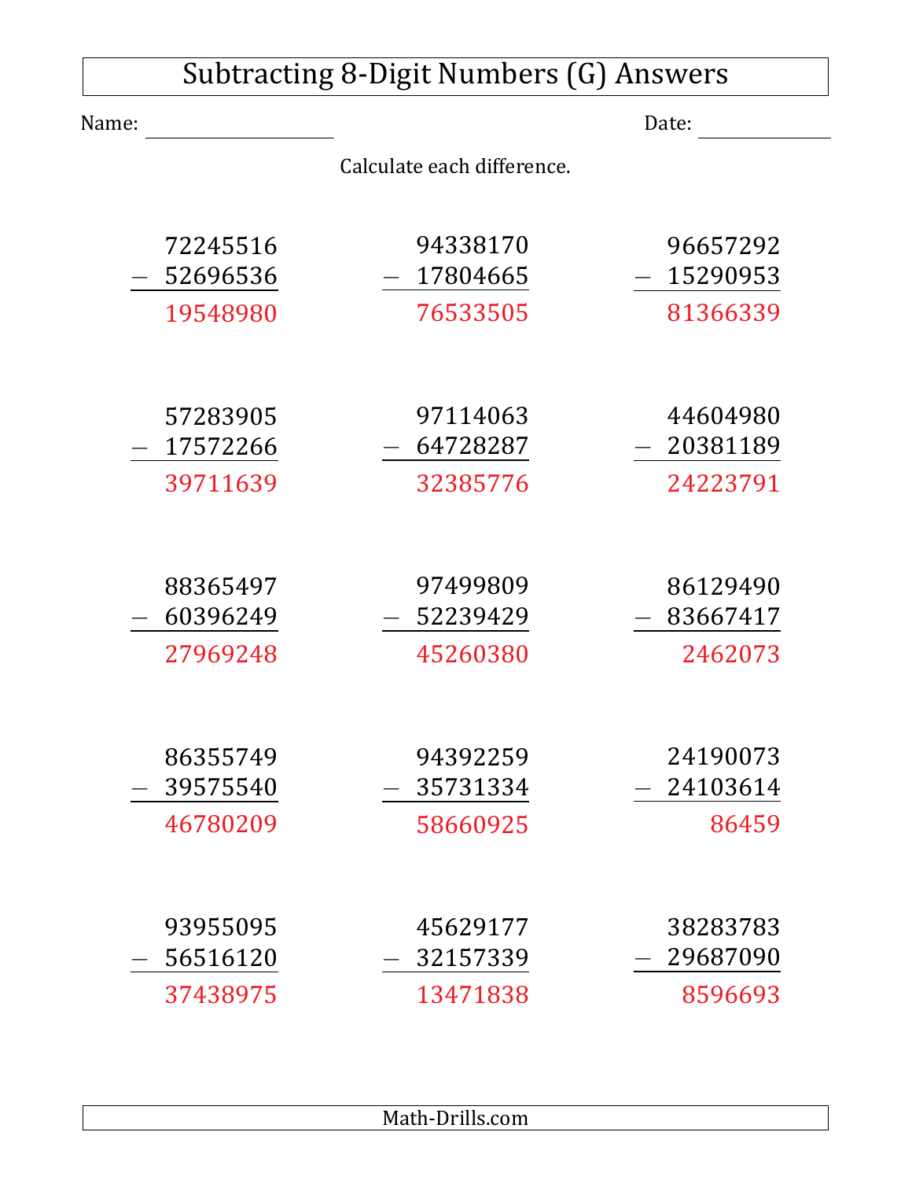# Subtracting 8-Digit Numbers (G) Answers

Name: ______________ Date: ____________

Calculate each difference.

| | | |
|---|---|---|
| 72245516 − 52696536 = 19548980 | 94338170 − 17804665 = 76533505 | 96657292 − 15290953 = 81366339 |
| 57283905 − 17572266 = 39711639 | 97114063 − 64728287 = 32385776 | 44604980 − 20381189 = 24223791 |
| 88365497 − 60396249 = 27969248 | 97499809 − 52239429 = 45260380 | 86129490 − 83667417 = 2462073 |
| 86355749 − 39575540 = 46780209 | 94392259 − 35731334 = 58660925 | 24190073 − 24103614 = 86459 |
| 93955095 − 56516120 = 37438975 | 45629177 − 32157339 = 13471838 | 38283783 − 29687090 = 8596693 |

Math-Drills.com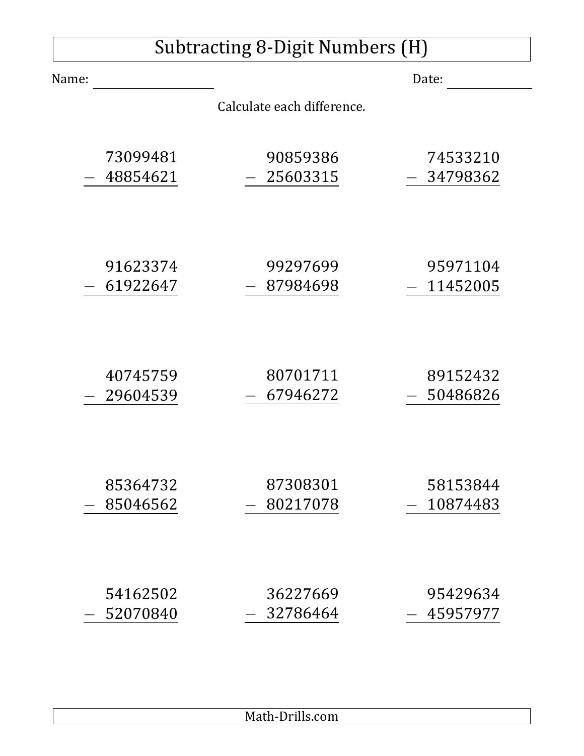# Subtracting 8-Digit Numbers (H)

Name: \_\_\_\_\_\_\_\_\_\_\_\_\_\_\_\_ Date: \_\_\_\_\_\_\_\_\_\_\_\_

Calculate each difference.

$$\begin{array}{r} 73099481 \\ -\ 48854621 \\ \hline \end{array} \qquad \begin{array}{r} 90859386 \\ -\ 25603315 \\ \hline \end{array} \qquad \begin{array}{r} 74533210 \\ -\ 34798362 \\ \hline \end{array}$$

$$\begin{array}{r} 91623374 \\ -\ 61922647 \\ \hline \end{array} \qquad \begin{array}{r} 99297699 \\ -\ 87984698 \\ \hline \end{array} \qquad \begin{array}{r} 95971104 \\ -\ 11452005 \\ \hline \end{array}$$

$$\begin{array}{r} 40745759 \\ -\ 29604539 \\ \hline \end{array} \qquad \begin{array}{r} 80701711 \\ -\ 67946272 \\ \hline \end{array} \qquad \begin{array}{r} 89152432 \\ -\ 50486826 \\ \hline \end{array}$$

$$\begin{array}{r} 85364732 \\ -\ 85046562 \\ \hline \end{array} \qquad \begin{array}{r} 87308301 \\ -\ 80217078 \\ \hline \end{array} \qquad \begin{array}{r} 58153844 \\ -\ 10874483 \\ \hline \end{array}$$

$$\begin{array}{r} 54162502 \\ -\ 52070840 \\ \hline \end{array} \qquad \begin{array}{r} 36227669 \\ -\ 32786464 \\ \hline \end{array} \qquad \begin{array}{r} 95429634 \\ -\ 45957977 \\ \hline \end{array}$$

Math-Drills.com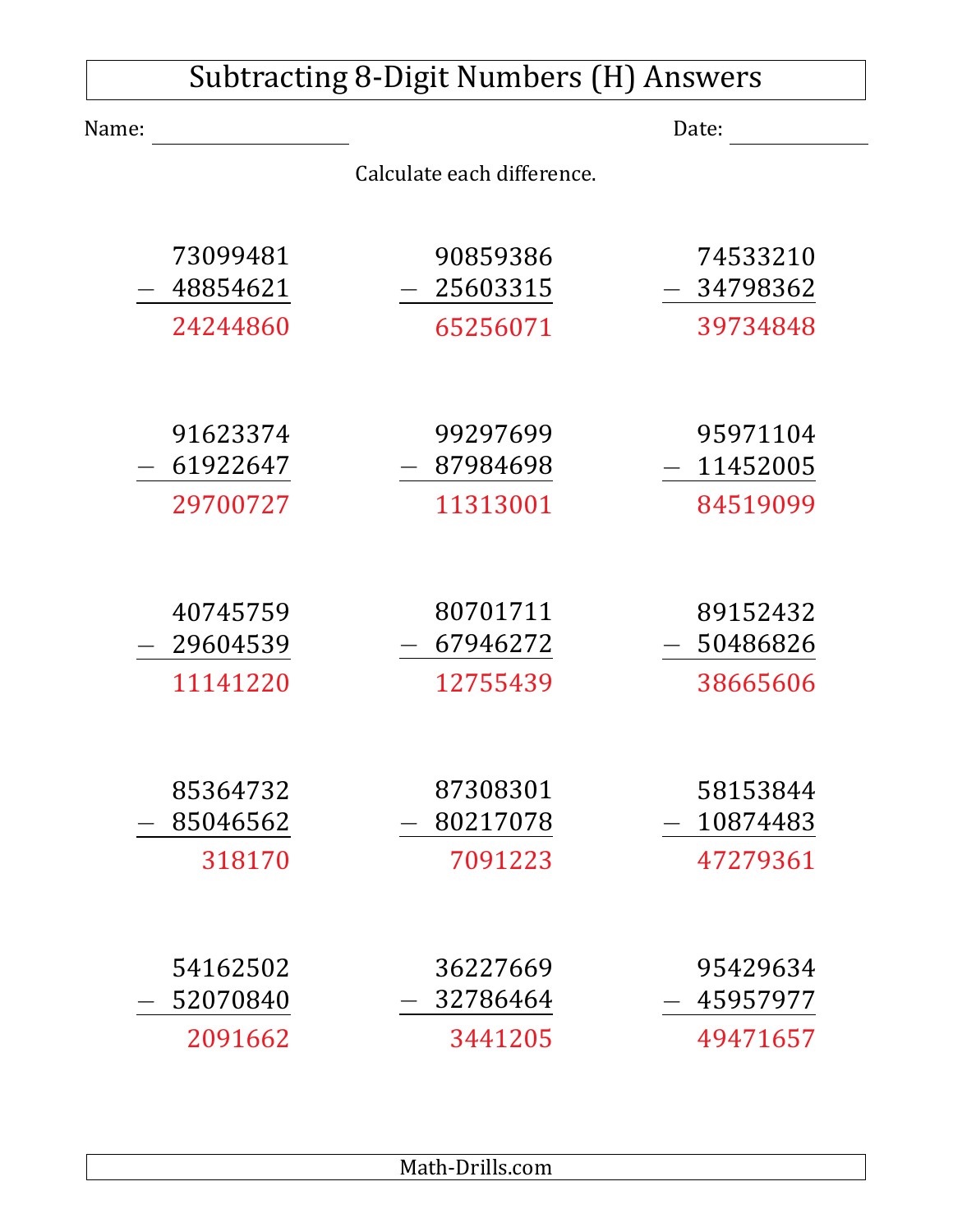# Subtracting 8-Digit Numbers (H) Answers

Name: ____________________ Date: ______________

Calculate each difference.

$$\begin{array}{r} 73099481 \\ -\ 48854621 \\ \hline 24244860 \end{array} \qquad \begin{array}{r} 90859386 \\ -\ 25603315 \\ \hline 65256071 \end{array} \qquad \begin{array}{r} 74533210 \\ -\ 34798362 \\ \hline 39734848 \end{array}$$

$$\begin{array}{r} 91623374 \\ -\ 61922647 \\ \hline 29700727 \end{array} \qquad \begin{array}{r} 99297699 \\ -\ 87984698 \\ \hline 11313001 \end{array} \qquad \begin{array}{r} 95971104 \\ -\ 11452005 \\ \hline 84519099 \end{array}$$

$$\begin{array}{r} 40745759 \\ -\ 29604539 \\ \hline 11141220 \end{array} \qquad \begin{array}{r} 80701711 \\ -\ 67946272 \\ \hline 12755439 \end{array} \qquad \begin{array}{r} 89152432 \\ -\ 50486826 \\ \hline 38665606 \end{array}$$

$$\begin{array}{r} 85364732 \\ -\ 85046562 \\ \hline 318170 \end{array} \qquad \begin{array}{r} 87308301 \\ -\ 80217078 \\ \hline 7091223 \end{array} \qquad \begin{array}{r} 58153844 \\ -\ 10874483 \\ \hline 47279361 \end{array}$$

$$\begin{array}{r} 54162502 \\ -\ 52070840 \\ \hline 2091662 \end{array} \qquad \begin{array}{r} 36227669 \\ -\ 32786464 \\ \hline 3441205 \end{array} \qquad \begin{array}{r} 95429634 \\ -\ 45957977 \\ \hline 49471657 \end{array}$$

Math-Drills.com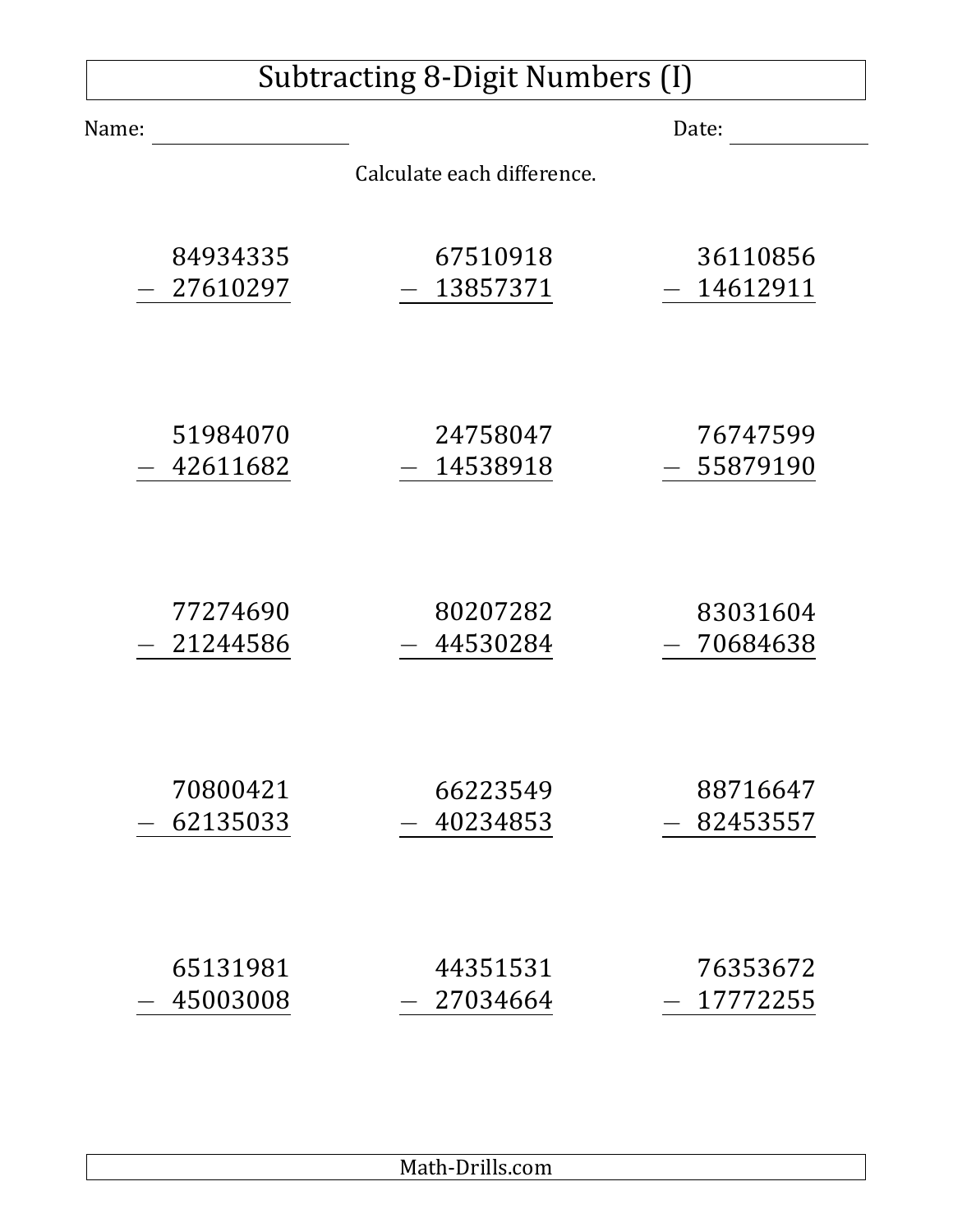# Subtracting 8-Digit Numbers (I)

Name: ____________________ Date: ______________

Calculate each difference.

$$\begin{array}{r} 84934335 \\ -\ 27610297 \\ \hline \end{array}$$

$$\begin{array}{r} 67510918 \\ -\ 13857371 \\ \hline \end{array}$$

$$\begin{array}{r} 36110856 \\ -\ 14612911 \\ \hline \end{array}$$

$$\begin{array}{r} 51984070 \\ -\ 42611682 \\ \hline \end{array}$$

$$\begin{array}{r} 24758047 \\ -\ 14538918 \\ \hline \end{array}$$

$$\begin{array}{r} 76747599 \\ -\ 55879190 \\ \hline \end{array}$$

$$\begin{array}{r} 77274690 \\ -\ 21244586 \\ \hline \end{array}$$

$$\begin{array}{r} 80207282 \\ -\ 44530284 \\ \hline \end{array}$$

$$\begin{array}{r} 83031604 \\ -\ 70684638 \\ \hline \end{array}$$

$$\begin{array}{r} 70800421 \\ -\ 62135033 \\ \hline \end{array}$$

$$\begin{array}{r} 66223549 \\ -\ 40234853 \\ \hline \end{array}$$

$$\begin{array}{r} 88716647 \\ -\ 82453557 \\ \hline \end{array}$$

$$\begin{array}{r} 65131981 \\ -\ 45003008 \\ \hline \end{array}$$

$$\begin{array}{r} 44351531 \\ -\ 27034664 \\ \hline \end{array}$$

$$\begin{array}{r} 76353672 \\ -\ 17772255 \\ \hline \end{array}$$

Math-Drills.com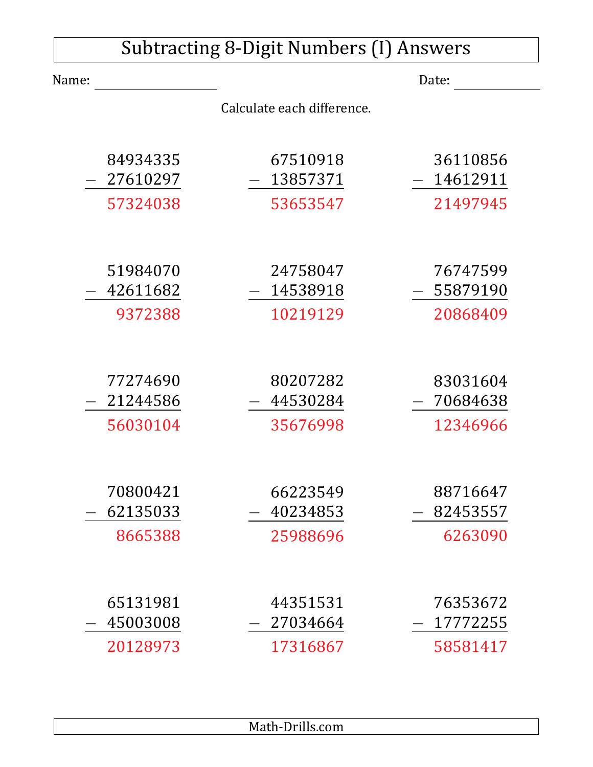# Subtracting 8-Digit Numbers (I) Answers

Name: ______________ Date: ______________

Calculate each difference.

$$\begin{array}{r} 84934335 \\ -\ 27610297 \\ \hline 57324038 \end{array} \qquad \begin{array}{r} 67510918 \\ -\ 13857371 \\ \hline 53653547 \end{array} \qquad \begin{array}{r} 36110856 \\ -\ 14612911 \\ \hline 21497945 \end{array}$$

$$\begin{array}{r} 51984070 \\ -\ 42611682 \\ \hline 9372388 \end{array} \qquad \begin{array}{r} 24758047 \\ -\ 14538918 \\ \hline 10219129 \end{array} \qquad \begin{array}{r} 76747599 \\ -\ 55879190 \\ \hline 20868409 \end{array}$$

$$\begin{array}{r} 77274690 \\ -\ 21244586 \\ \hline 56030104 \end{array} \qquad \begin{array}{r} 80207282 \\ -\ 44530284 \\ \hline 35676998 \end{array} \qquad \begin{array}{r} 83031604 \\ -\ 70684638 \\ \hline 12346966 \end{array}$$

$$\begin{array}{r} 70800421 \\ -\ 62135033 \\ \hline 8665388 \end{array} \qquad \begin{array}{r} 66223549 \\ -\ 40234853 \\ \hline 25988696 \end{array} \qquad \begin{array}{r} 88716647 \\ -\ 82453557 \\ \hline 6263090 \end{array}$$

$$\begin{array}{r} 65131981 \\ -\ 45003008 \\ \hline 20128973 \end{array} \qquad \begin{array}{r} 44351531 \\ -\ 27034664 \\ \hline 17316867 \end{array} \qquad \begin{array}{r} 76353672 \\ -\ 17772255 \\ \hline 58581417 \end{array}$$

Math-Drills.com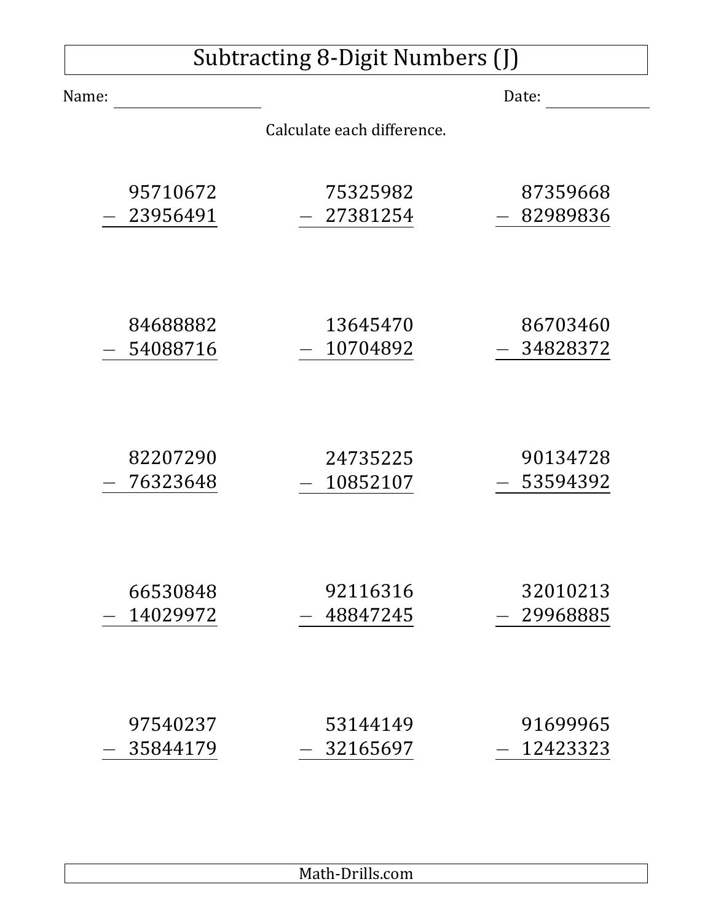# Subtracting 8-Digit Numbers (J)

Name: ____________________ Date: ______________

Calculate each difference.

$$\begin{array}{r} 95710672 \\ -\ 23956491 \\ \hline \end{array}$$

$$\begin{array}{r} 75325982 \\ -\ 27381254 \\ \hline \end{array}$$

$$\begin{array}{r} 87359668 \\ -\ 82989836 \\ \hline \end{array}$$

$$\begin{array}{r} 84688882 \\ -\ 54088716 \\ \hline \end{array}$$

$$\begin{array}{r} 13645470 \\ -\ 10704892 \\ \hline \end{array}$$

$$\begin{array}{r} 86703460 \\ -\ 34828372 \\ \hline \end{array}$$

$$\begin{array}{r} 82207290 \\ -\ 76323648 \\ \hline \end{array}$$

$$\begin{array}{r} 24735225 \\ -\ 10852107 \\ \hline \end{array}$$

$$\begin{array}{r} 90134728 \\ -\ 53594392 \\ \hline \end{array}$$

$$\begin{array}{r} 66530848 \\ -\ 14029972 \\ \hline \end{array}$$

$$\begin{array}{r} 92116316 \\ -\ 48847245 \\ \hline \end{array}$$

$$\begin{array}{r} 32010213 \\ -\ 29968885 \\ \hline \end{array}$$

$$\begin{array}{r} 97540237 \\ -\ 35844179 \\ \hline \end{array}$$

$$\begin{array}{r} 53144149 \\ -\ 32165697 \\ \hline \end{array}$$

$$\begin{array}{r} 91699965 \\ -\ 12423323 \\ \hline \end{array}$$

Math-Drills.com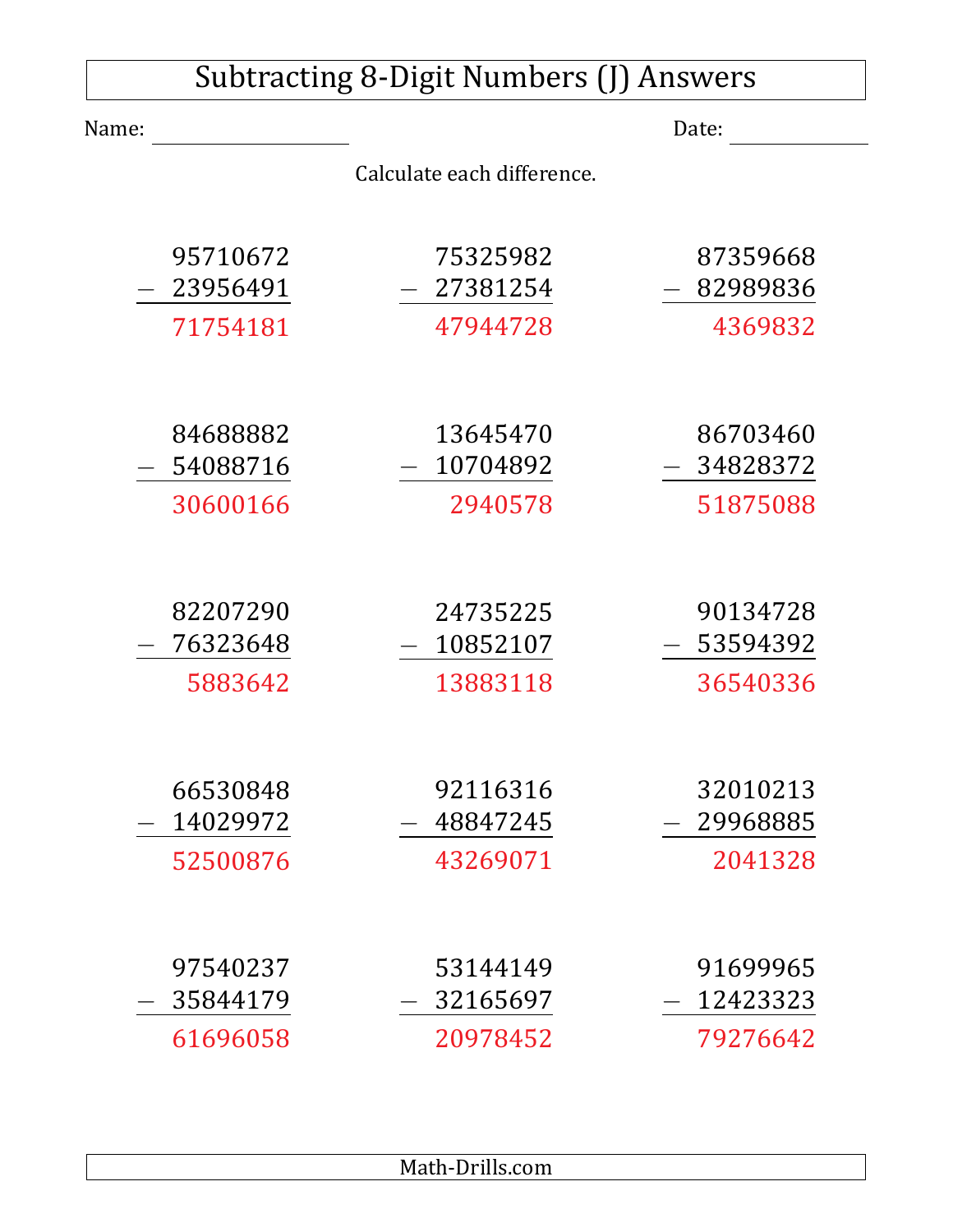# Subtracting 8-Digit Numbers (J) Answers

Name: ____________________ Date: ______________

Calculate each difference.

$$\begin{array}{r} 95710672 \\ -\ 23956491 \\ \hline 71754181 \end{array}$$

$$\begin{array}{r} 75325982 \\ -\ 27381254 \\ \hline 47944728 \end{array}$$

$$\begin{array}{r} 87359668 \\ -\ 82989836 \\ \hline 4369832 \end{array}$$

$$\begin{array}{r} 84688882 \\ -\ 54088716 \\ \hline 30600166 \end{array}$$

$$\begin{array}{r} 13645470 \\ -\ 10704892 \\ \hline 2940578 \end{array}$$

$$\begin{array}{r} 86703460 \\ -\ 34828372 \\ \hline 51875088 \end{array}$$

$$\begin{array}{r} 82207290 \\ -\ 76323648 \\ \hline 5883642 \end{array}$$

$$\begin{array}{r} 24735225 \\ -\ 10852107 \\ \hline 13883118 \end{array}$$

$$\begin{array}{r} 90134728 \\ -\ 53594392 \\ \hline 36540336 \end{array}$$

$$\begin{array}{r} 66530848 \\ -\ 14029972 \\ \hline 52500876 \end{array}$$

$$\begin{array}{r} 92116316 \\ -\ 48847245 \\ \hline 43269071 \end{array}$$

$$\begin{array}{r} 32010213 \\ -\ 29968885 \\ \hline 2041328 \end{array}$$

$$\begin{array}{r} 97540237 \\ -\ 35844179 \\ \hline 61696058 \end{array}$$

$$\begin{array}{r} 53144149 \\ -\ 32165697 \\ \hline 20978452 \end{array}$$

$$\begin{array}{r} 91699965 \\ -\ 12423323 \\ \hline 79276642 \end{array}$$

Math-Drills.com